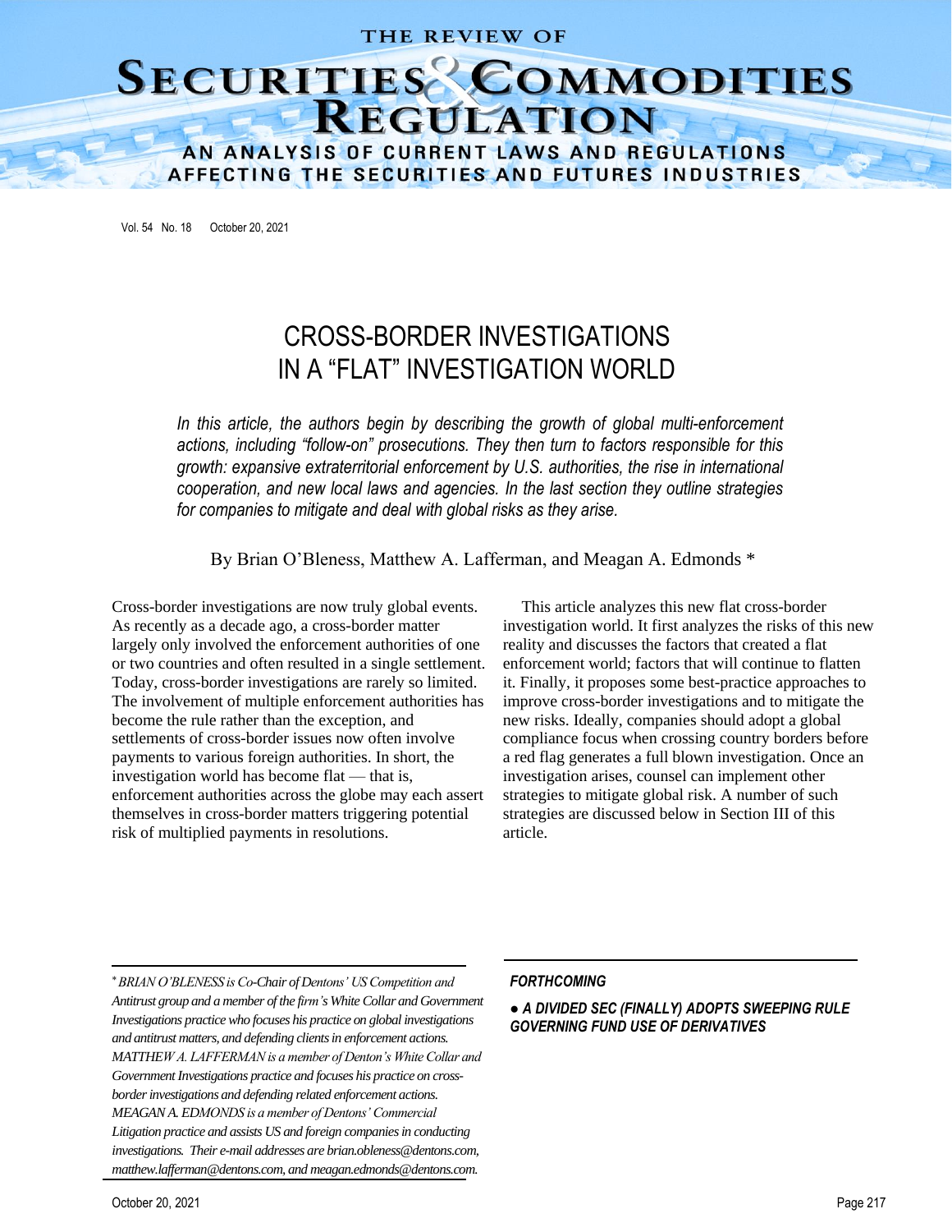# THE REVIEW OF SECURITIES & COMMODITIES REGULATION

AN ANALYSIS OF CURRENT LAWS AND REGULATIONS AFFECTING THE SECURITIES AND FUTURES INDUSTRIES

Vol. 54 No. 18 October 20, 2021

## CROSS-BORDER INVESTIGATIONS IN A "FLAT" INVESTIGATION WORLD

*In this article, the authors begin by describing the growth of global multi-enforcement actions, including "follow-on" prosecutions. They then turn to factors responsible for this growth: expansive extraterritorial enforcement by U.S. authorities, the rise in international cooperation, and new local laws and agencies. In the last section they outline strategies for companies to mitigate and deal with global risks as they arise.*

By Brian O'Bleness, Matthew A. Lafferman, and Meagan A. Edmonds *

Cross-border investigations are now truly global events. As recently as a decade ago, a cross-border matter largely only involved the enforcement authorities of one or two countries and often resulted in a single settlement. Today, cross-border investigations are rarely so limited. The involvement of multiple enforcement authorities has become the rule rather than the exception, and settlements of cross-border issues now often involve payments to various foreign authorities. In short, the investigation world has become flat — that is, enforcement authorities across the globe may each assert themselves in cross-border matters triggering potential risk of multiplied payments in resolutions.

This article analyzes this new flat cross-border investigation world. It first analyzes the risks of this new reality and discusses the factors that created a flat enforcement world; factors that will continue to flatten it. Finally, it proposes some best-practice approaches to improve cross-border investigations and to mitigate the new risks. Ideally, companies should adopt a global compliance focus when crossing country borders before a red flag generates a full blown investigation. Once an investigation arises, counsel can implement other strategies to mitigate global risk. A number of such strategies are discussed below in Section III of this article.

---

\* *BRIAN O'BLENESS is Co-Chair of Dentons' US Competition and Antitrust group and a member of the firm's White Collar and Government Investigations practice who focuses his practice on global investigations and antitrust matters, and defending clients in enforcement actions. MATTHEW A. LAFFERMAN is a member of Denton's White Collar and Government Investigations practice and focuses his practice on cross-border investigations and defending related enforcement actions. MEAGAN A. EDMONDS is a member of Dentons' Commercial Litigation practice and assists US and foreign companies in conducting investigations. Their e-mail addresses are brian.obleness@dentons.com, matthew.lafferman@dentons.com, and meagan.edmonds@dentons.com.*

***FORTHCOMING***

- ***A DIVIDED SEC (FINALLY) ADOPTS SWEEPING RULE GOVERNING FUND USE OF DERIVATIVES***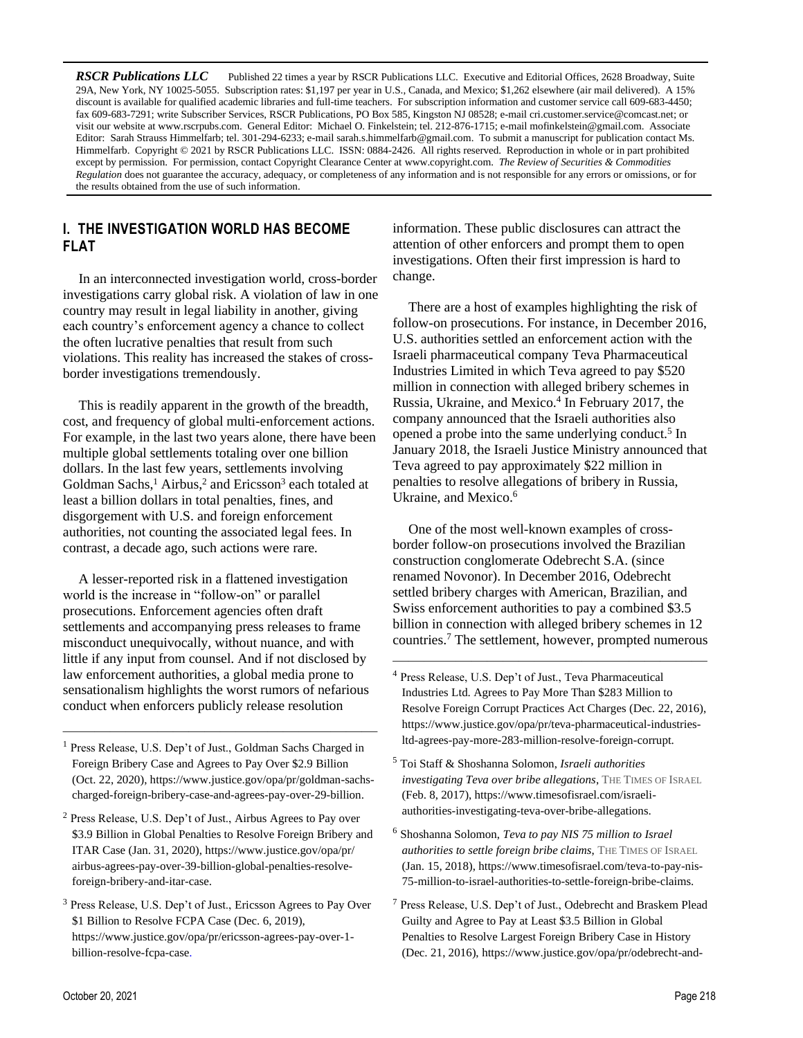*RSCR Publications LLC* Published 22 times a year by RSCR Publications LLC. Executive and Editorial Offices, 2628 Broadway, Suite 29A, New York, NY 10025-5055. Subscription rates: $1,197 per year in U.S., Canada, and Mexico; $1,262 elsewhere (air mail delivered). A 15% discount is available for qualified academic libraries and full-time teachers. For subscription information and customer service call 609-683-4450; fax 609-683-7291; write Subscriber Services, RSCR Publications, PO Box 585, Kingston NJ 08528; e-mail cri.customer.service@comcast.net; or visit our website at www.rscrpubs.com. General Editor: Michael O. Finkelstein; tel. 212-876-1715; e-mail mofinkelstein@gmail.com. Associate Editor: Sarah Strauss Himmelfarb; tel. 301-294-6233; e-mail sarah.s.himmelfarb@gmail.com. To submit a manuscript for publication contact Ms. Himmelfarb. Copyright © 2021 by RSCR Publications LLC. ISSN: 0884-2426. All rights reserved. Reproduction in whole or in part prohibited except by permission. For permission, contact Copyright Clearance Center at www.copyright.com. *The Review of Securities & Commodities Regulation* does not guarantee the accuracy, adequacy, or completeness of any information and is not responsible for any errors or omissions, or for the results obtained from the use of such information.

## I. THE INVESTIGATION WORLD HAS BECOME FLAT

In an interconnected investigation world, cross-border investigations carry global risk. A violation of law in one country may result in legal liability in another, giving each country's enforcement agency a chance to collect the often lucrative penalties that result from such violations. This reality has increased the stakes of cross-border investigations tremendously.

This is readily apparent in the growth of the breadth, cost, and frequency of global multi-enforcement actions. For example, in the last two years alone, there have been multiple global settlements totaling over one billion dollars. In the last few years, settlements involving Goldman Sachs,[1] Airbus,[2] and Ericsson[3] each totaled at least a billion dollars in total penalties, fines, and disgorgement with U.S. and foreign enforcement authorities, not counting the associated legal fees. In contrast, a decade ago, such actions were rare.

A lesser-reported risk in a flattened investigation world is the increase in "follow-on" or parallel prosecutions. Enforcement agencies often draft settlements and accompanying press releases to frame misconduct unequivocally, without nuance, and with little if any input from counsel. And if not disclosed by law enforcement authorities, a global media prone to sensationalism highlights the worst rumors of nefarious conduct when enforcers publicly release resolution information. These public disclosures can attract the attention of other enforcers and prompt them to open investigations. Often their first impression is hard to change.

There are a host of examples highlighting the risk of follow-on prosecutions. For instance, in December 2016, U.S. authorities settled an enforcement action with the Israeli pharmaceutical company Teva Pharmaceutical Industries Limited in which Teva agreed to pay $520 million in connection with alleged bribery schemes in Russia, Ukraine, and Mexico.[4] In February 2017, the company announced that the Israeli authorities also opened a probe into the same underlying conduct.[5] In January 2018, the Israeli Justice Ministry announced that Teva agreed to pay approximately $22 million in penalties to resolve allegations of bribery in Russia, Ukraine, and Mexico.[6]

One of the most well-known examples of cross-border follow-on prosecutions involved the Brazilian construction conglomerate Odebrecht S.A. (since renamed Novonor). In December 2016, Odebrecht settled bribery charges with American, Brazilian, and Swiss enforcement authorities to pay a combined $3.5 billion in connection with alleged bribery schemes in 12 countries.[7] The settlement, however, prompted numerous

---

[1] Press Release, U.S. Dep't of Just., Goldman Sachs Charged in Foreign Bribery Case and Agrees to Pay Over $2.9 Billion (Oct. 22, 2020), https://www.justice.gov/opa/pr/goldman-sachs-charged-foreign-bribery-case-and-agrees-pay-over-29-billion.

[2] Press Release, U.S. Dep't of Just., Airbus Agrees to Pay over $3.9 Billion in Global Penalties to Resolve Foreign Bribery and ITAR Case (Jan. 31, 2020), https://www.justice.gov/opa/pr/airbus-agrees-pay-over-39-billion-global-penalties-resolve-foreign-bribery-and-itar-case.

[3] Press Release, U.S. Dep't of Just., Ericsson Agrees to Pay Over $1 Billion to Resolve FCPA Case (Dec. 6, 2019), https://www.justice.gov/opa/pr/ericsson-agrees-pay-over-1-billion-resolve-fcpa-case.

[4] Press Release, U.S. Dep't of Just., Teva Pharmaceutical Industries Ltd. Agrees to Pay More Than $283 Million to Resolve Foreign Corrupt Practices Act Charges (Dec. 22, 2016), https://www.justice.gov/opa/pr/teva-pharmaceutical-industries-ltd-agrees-pay-more-283-million-resolve-foreign-corrupt.

[5] Toi Staff & Shoshanna Solomon, *Israeli authorities investigating Teva over bribe allegations*, THE TIMES OF ISRAEL (Feb. 8, 2017), https://www.timesofisrael.com/israeli-authorities-investigating-teva-over-bribe-allegations.

[6] Shoshanna Solomon, *Teva to pay NIS 75 million to Israel authorities to settle foreign bribe claims*, THE TIMES OF ISRAEL (Jan. 15, 2018), https://www.timesofisrael.com/teva-to-pay-nis-75-million-to-israel-authorities-to-settle-foreign-bribe-claims.

[7] Press Release, U.S. Dep't of Just., Odebrecht and Braskem Plead Guilty and Agree to Pay at Least $3.5 Billion in Global Penalties to Resolve Largest Foreign Bribery Case in History (Dec. 21, 2016), https://www.justice.gov/opa/pr/odebrecht-and-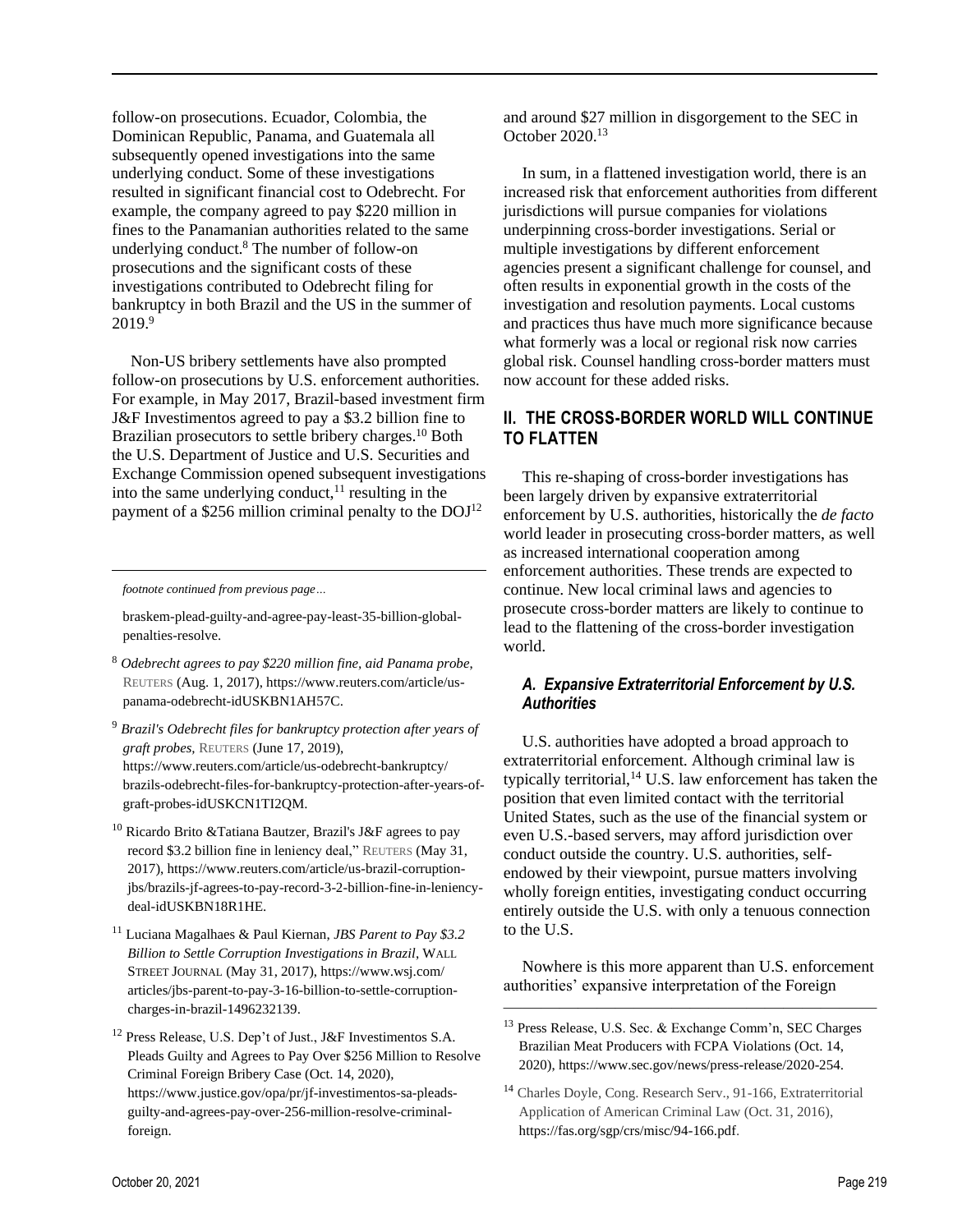follow-on prosecutions. Ecuador, Colombia, the Dominican Republic, Panama, and Guatemala all subsequently opened investigations into the same underlying conduct. Some of these investigations resulted in significant financial cost to Odebrecht. For example, the company agreed to pay $220 million in fines to the Panamanian authorities related to the same underlying conduct.[8] The number of follow-on prosecutions and the significant costs of these investigations contributed to Odebrecht filing for bankruptcy in both Brazil and the US in the summer of 2019.[9]

Non-US bribery settlements have also prompted follow-on prosecutions by U.S. enforcement authorities. For example, in May 2017, Brazil-based investment firm J&F Investimentos agreed to pay a $3.2 billion fine to Brazilian prosecutors to settle bribery charges.[10] Both the U.S. Department of Justice and U.S. Securities and Exchange Commission opened subsequent investigations into the same underlying conduct,[11] resulting in the payment of a $256 million criminal penalty to the DOJ[12] and around $27 million in disgorgement to the SEC in October 2020.[13]

In sum, in a flattened investigation world, there is an increased risk that enforcement authorities from different jurisdictions will pursue companies for violations underpinning cross-border investigations. Serial or multiple investigations by different enforcement agencies present a significant challenge for counsel, and often results in exponential growth in the costs of the investigation and resolution payments. Local customs and practices thus have much more significance because what formerly was a local or regional risk now carries global risk. Counsel handling cross-border matters must now account for these added risks.

## II. THE CROSS-BORDER WORLD WILL CONTINUE TO FLATTEN

This re-shaping of cross-border investigations has been largely driven by expansive extraterritorial enforcement by U.S. authorities, historically the *de facto* world leader in prosecuting cross-border matters, as well as increased international cooperation among enforcement authorities. These trends are expected to continue. New local criminal laws and agencies to prosecute cross-border matters are likely to continue to lead to the flattening of the cross-border investigation world.

### *A. Expansive Extraterritorial Enforcement by U.S. Authorities*

U.S. authorities have adopted a broad approach to extraterritorial enforcement. Although criminal law is typically territorial,[14] U.S. law enforcement has taken the position that even limited contact with the territorial United States, such as the use of the financial system or even U.S.-based servers, may afford jurisdiction over conduct outside the country. U.S. authorities, self-endowed by their viewpoint, pursue matters involving wholly foreign entities, investigating conduct occurring entirely outside the U.S. with only a tenuous connection to the U.S.

Nowhere is this more apparent than U.S. enforcement authorities' expansive interpretation of the Foreign

---

*footnote continued from previous page…*

braskem-plead-guilty-and-agree-pay-least-35-billion-global-penalties-resolve.

[8] *Odebrecht agrees to pay $220 million fine, aid Panama probe*, REUTERS (Aug. 1, 2017), https://www.reuters.com/article/us-panama-odebrecht-idUSKBN1AH57C.

[9] *Brazil's Odebrecht files for bankruptcy protection after years of graft probes*, REUTERS (June 17, 2019), https://www.reuters.com/article/us-odebrecht-bankruptcy/brazils-odebrecht-files-for-bankruptcy-protection-after-years-of-graft-probes-idUSKCN1TI2QM.

[10] Ricardo Brito &Tatiana Bautzer, Brazil's J&F agrees to pay record $3.2 billion fine in leniency deal," REUTERS (May 31, 2017), https://www.reuters.com/article/us-brazil-corruption-jbs/brazils-jf-agrees-to-pay-record-3-2-billion-fine-in-leniency-deal-idUSKBN18R1HE.

[11] Luciana Magalhaes & Paul Kiernan, *JBS Parent to Pay $3.2 Billion to Settle Corruption Investigations in Brazil*, WALL STREET JOURNAL (May 31, 2017), https://www.wsj.com/articles/jbs-parent-to-pay-3-16-billion-to-settle-corruption-charges-in-brazil-1496232139.

[12] Press Release, U.S. Dep't of Just., J&F Investimentos S.A. Pleads Guilty and Agrees to Pay Over $256 Million to Resolve Criminal Foreign Bribery Case (Oct. 14, 2020), https://www.justice.gov/opa/pr/jf-investimentos-sa-pleads-guilty-and-agrees-pay-over-256-million-resolve-criminal-foreign.

[13] Press Release, U.S. Sec. & Exchange Comm'n, SEC Charges Brazilian Meat Producers with FCPA Violations (Oct. 14, 2020), https://www.sec.gov/news/press-release/2020-254.

[14] Charles Doyle, Cong. Research Serv., 91-166, Extraterritorial Application of American Criminal Law (Oct. 31, 2016), https://fas.org/sgp/crs/misc/94-166.pdf.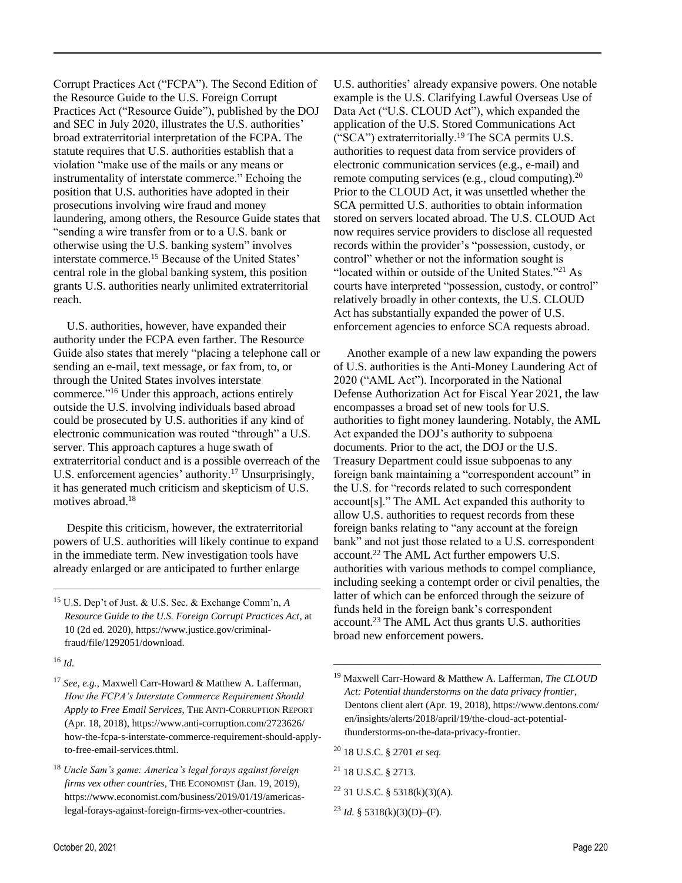Corrupt Practices Act ("FCPA"). The Second Edition of the Resource Guide to the U.S. Foreign Corrupt Practices Act ("Resource Guide"), published by the DOJ and SEC in July 2020, illustrates the U.S. authorities' broad extraterritorial interpretation of the FCPA. The statute requires that U.S. authorities establish that a violation "make use of the mails or any means or instrumentality of interstate commerce." Echoing the position that U.S. authorities have adopted in their prosecutions involving wire fraud and money laundering, among others, the Resource Guide states that "sending a wire transfer from or to a U.S. bank or otherwise using the U.S. banking system" involves interstate commerce.[15] Because of the United States' central role in the global banking system, this position grants U.S. authorities nearly unlimited extraterritorial reach.

U.S. authorities, however, have expanded their authority under the FCPA even farther. The Resource Guide also states that merely "placing a telephone call or sending an e-mail, text message, or fax from, to, or through the United States involves interstate commerce."[16] Under this approach, actions entirely outside the U.S. involving individuals based abroad could be prosecuted by U.S. authorities if any kind of electronic communication was routed "through" a U.S. server. This approach captures a huge swath of extraterritorial conduct and is a possible overreach of the U.S. enforcement agencies' authority.[17] Unsurprisingly, it has generated much criticism and skepticism of U.S. motives abroad.[18]

Despite this criticism, however, the extraterritorial powers of U.S. authorities will likely continue to expand in the immediate term. New investigation tools have already enlarged or are anticipated to further enlarge U.S. authorities' already expansive powers. One notable example is the U.S. Clarifying Lawful Overseas Use of Data Act ("U.S. CLOUD Act"), which expanded the application of the U.S. Stored Communications Act ("SCA") extraterritorially.[19] The SCA permits U.S. authorities to request data from service providers of electronic communication services (e.g., e-mail) and remote computing services (e.g., cloud computing).[20] Prior to the CLOUD Act, it was unsettled whether the SCA permitted U.S. authorities to obtain information stored on servers located abroad. The U.S. CLOUD Act now requires service providers to disclose all requested records within the provider's "possession, custody, or control" whether or not the information sought is "located within or outside of the United States."[21] As courts have interpreted "possession, custody, or control" relatively broadly in other contexts, the U.S. CLOUD Act has substantially expanded the power of U.S. enforcement agencies to enforce SCA requests abroad.

Another example of a new law expanding the powers of U.S. authorities is the Anti-Money Laundering Act of 2020 ("AML Act"). Incorporated in the National Defense Authorization Act for Fiscal Year 2021, the law encompasses a broad set of new tools for U.S. authorities to fight money laundering. Notably, the AML Act expanded the DOJ's authority to subpoena documents. Prior to the act, the DOJ or the U.S. Treasury Department could issue subpoenas to any foreign bank maintaining a "correspondent account" in the U.S. for "records related to such correspondent account[s]." The AML Act expanded this authority to allow U.S. authorities to request records from these foreign banks relating to "any account at the foreign bank" and not just those related to a U.S. correspondent account.[22] The AML Act further empowers U.S. authorities with various methods to compel compliance, including seeking a contempt order or civil penalties, the latter of which can be enforced through the seizure of funds held in the foreign bank's correspondent account.[23] The AML Act thus grants U.S. authorities broad new enforcement powers.

---

[15] U.S. Dep't of Just. & U.S. Sec. & Exchange Comm'n, *A Resource Guide to the U.S. Foreign Corrupt Practices Act*, at 10 (2d ed. 2020), https://www.justice.gov/criminal-fraud/file/1292051/download.

[16] *Id.*

[17] *See, e.g.*, Maxwell Carr-Howard & Matthew A. Lafferman, *How the FCPA's Interstate Commerce Requirement Should Apply to Free Email Services*, The Anti-Corruption Report (Apr. 18, 2018), https://www.anti-corruption.com/2723626/how-the-fcpa-s-interstate-commerce-requirement-should-apply-to-free-email-services.thtml.

[18] *Uncle Sam's game: America's legal forays against foreign firms vex other countries*, The Economist (Jan. 19, 2019), https://www.economist.com/business/2019/01/19/americas-legal-forays-against-foreign-firms-vex-other-countries.

[19] Maxwell Carr-Howard & Matthew A. Lafferman, *The CLOUD Act: Potential thunderstorms on the data privacy frontier*, Dentons client alert (Apr. 19, 2018), https://www.dentons.com/en/insights/alerts/2018/april/19/the-cloud-act-potential-thunderstorms-on-the-data-privacy-frontier.

[20] 18 U.S.C. § 2701 *et seq.*

[21] 18 U.S.C. § 2713.

[22] 31 U.S.C. § 5318(k)(3)(A).

[23] *Id.* § 5318(k)(3)(D)–(F).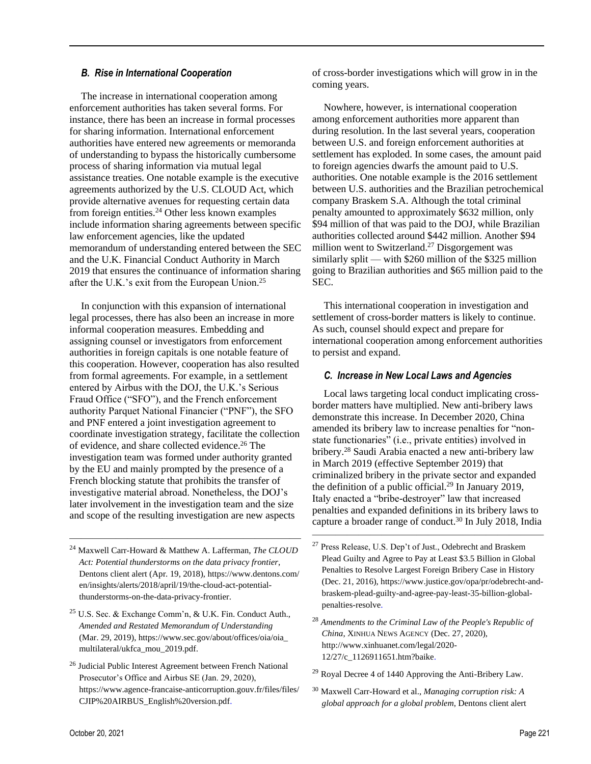### *B. Rise in International Cooperation*

The increase in international cooperation among enforcement authorities has taken several forms. For instance, there has been an increase in formal processes for sharing information. International enforcement authorities have entered new agreements or memoranda of understanding to bypass the historically cumbersome process of sharing information via mutual legal assistance treaties. One notable example is the executive agreements authorized by the U.S. CLOUD Act, which provide alternative avenues for requesting certain data from foreign entities.[24] Other less known examples include information sharing agreements between specific law enforcement agencies, like the updated memorandum of understanding entered between the SEC and the U.K. Financial Conduct Authority in March 2019 that ensures the continuance of information sharing after the U.K.'s exit from the European Union.[25]

In conjunction with this expansion of international legal processes, there has also been an increase in more informal cooperation measures. Embedding and assigning counsel or investigators from enforcement authorities in foreign capitals is one notable feature of this cooperation. However, cooperation has also resulted from formal agreements. For example, in a settlement entered by Airbus with the DOJ, the U.K.'s Serious Fraud Office ("SFO"), and the French enforcement authority Parquet National Financier ("PNF"), the SFO and PNF entered a joint investigation agreement to coordinate investigation strategy, facilitate the collection of evidence, and share collected evidence.[26] The investigation team was formed under authority granted by the EU and mainly prompted by the presence of a French blocking statute that prohibits the transfer of investigative material abroad. Nonetheless, the DOJ's later involvement in the investigation team and the size and scope of the resulting investigation are new aspects of cross-border investigations which will grow in in the coming years.

Nowhere, however, is international cooperation among enforcement authorities more apparent than during resolution. In the last several years, cooperation between U.S. and foreign enforcement authorities at settlement has exploded. In some cases, the amount paid to foreign agencies dwarfs the amount paid to U.S. authorities. One notable example is the 2016 settlement between U.S. authorities and the Brazilian petrochemical company Braskem S.A. Although the total criminal penalty amounted to approximately $632 million, only $94 million of that was paid to the DOJ, while Brazilian authorities collected around $442 million. Another $94 million went to Switzerland.[27] Disgorgement was similarly split — with $260 million of the $325 million going to Brazilian authorities and $65 million paid to the SEC.

This international cooperation in investigation and settlement of cross-border matters is likely to continue. As such, counsel should expect and prepare for international cooperation among enforcement authorities to persist and expand.

### *C. Increase in New Local Laws and Agencies*

Local laws targeting local conduct implicating cross-border matters have multiplied. New anti-bribery laws demonstrate this increase. In December 2020, China amended its bribery law to increase penalties for "non-state functionaries" (i.e., private entities) involved in bribery.[28] Saudi Arabia enacted a new anti-bribery law in March 2019 (effective September 2019) that criminalized bribery in the private sector and expanded the definition of a public official.[29] In January 2019, Italy enacted a "bribe-destroyer" law that increased penalties and expanded definitions in its bribery laws to capture a broader range of conduct.[30] In July 2018, India

---

[24] Maxwell Carr-Howard & Matthew A. Lafferman, *The CLOUD Act: Potential thunderstorms on the data privacy frontier*, Dentons client alert (Apr. 19, 2018), https://www.dentons.com/en/insights/alerts/2018/april/19/the-cloud-act-potential-thunderstorms-on-the-data-privacy-frontier.

[25] U.S. Sec. & Exchange Comm'n, & U.K. Fin. Conduct Auth., *Amended and Restated Memorandum of Understanding* (Mar. 29, 2019), https://www.sec.gov/about/offices/oia/oia_multilateral/ukfca_mou_2019.pdf.

[26] Judicial Public Interest Agreement between French National Prosecutor's Office and Airbus SE (Jan. 29, 2020), https://www.agence-francaise-anticorruption.gouv.fr/files/files/CJIP%20AIRBUS_English%20version.pdf.

[27] Press Release, U.S. Dep't of Just., Odebrecht and Braskem Plead Guilty and Agree to Pay at Least $3.5 Billion in Global Penalties to Resolve Largest Foreign Bribery Case in History (Dec. 21, 2016), https://www.justice.gov/opa/pr/odebrecht-and-braskem-plead-guilty-and-agree-pay-least-35-billion-global-penalties-resolve.

[28] *Amendments to the Criminal Law of the People's Republic of China*, XINHUA NEWS AGENCY (Dec. 27, 2020), http://www.xinhuanet.com/legal/2020-12/27/c_1126911651.htm?baike.

[29] Royal Decree 4 of 1440 Approving the Anti-Bribery Law.

[30] Maxwell Carr-Howard et al., *Managing corruption risk: A global approach for a global problem*, Dentons client alert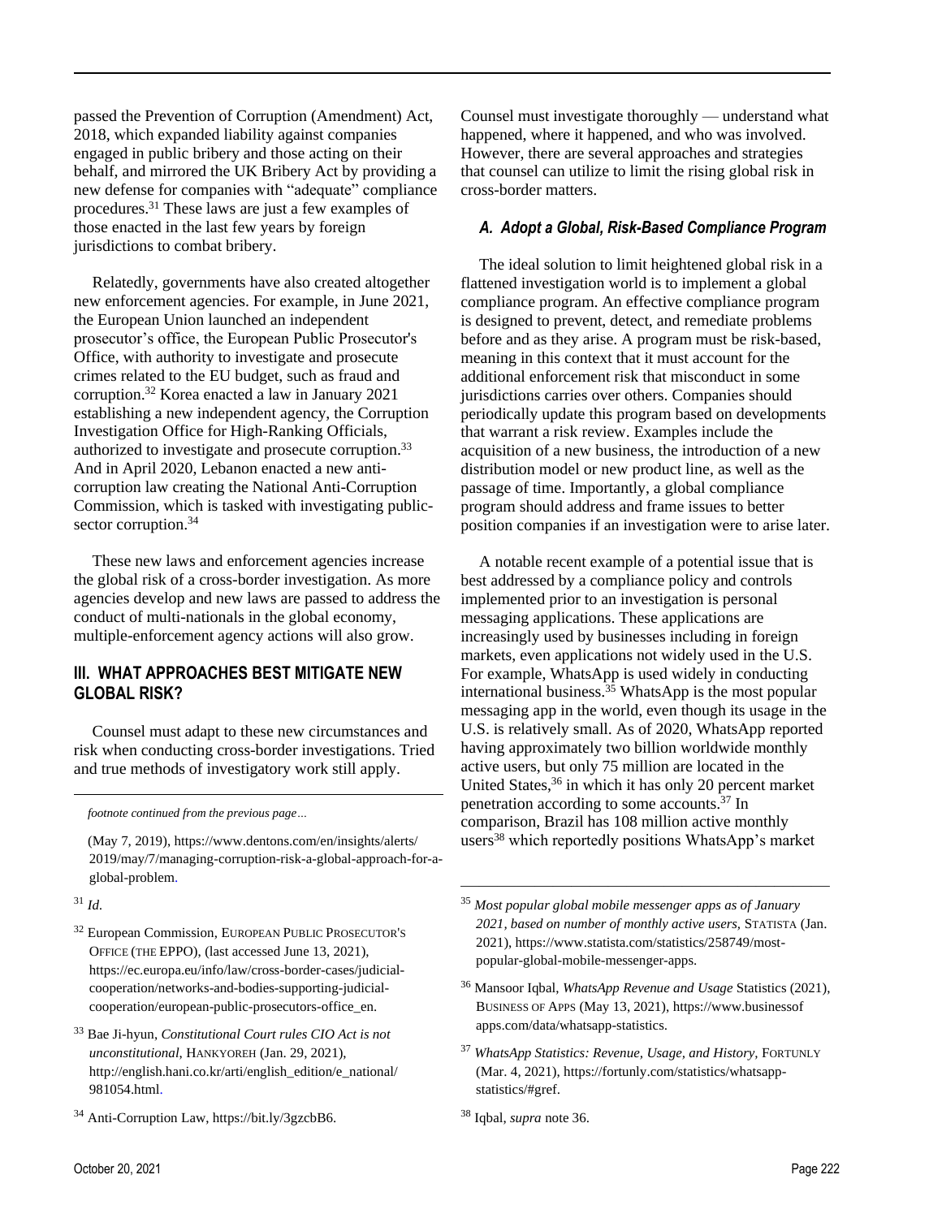passed the Prevention of Corruption (Amendment) Act, 2018, which expanded liability against companies engaged in public bribery and those acting on their behalf, and mirrored the UK Bribery Act by providing a new defense for companies with "adequate" compliance procedures.[31] These laws are just a few examples of those enacted in the last few years by foreign jurisdictions to combat bribery.

Relatedly, governments have also created altogether new enforcement agencies. For example, in June 2021, the European Union launched an independent prosecutor's office, the European Public Prosecutor's Office, with authority to investigate and prosecute crimes related to the EU budget, such as fraud and corruption.[32] Korea enacted a law in January 2021 establishing a new independent agency, the Corruption Investigation Office for High-Ranking Officials, authorized to investigate and prosecute corruption.[33] And in April 2020, Lebanon enacted a new anti-corruption law creating the National Anti-Corruption Commission, which is tasked with investigating public-sector corruption.[34]

These new laws and enforcement agencies increase the global risk of a cross-border investigation. As more agencies develop and new laws are passed to address the conduct of multi-nationals in the global economy, multiple-enforcement agency actions will also grow.

## III. WHAT APPROACHES BEST MITIGATE NEW GLOBAL RISK?

Counsel must adapt to these new circumstances and risk when conducting cross-border investigations. Tried and true methods of investigatory work still apply. Counsel must investigate thoroughly — understand what happened, where it happened, and who was involved. However, there are several approaches and strategies that counsel can utilize to limit the rising global risk in cross-border matters.

### *A. Adopt a Global, Risk-Based Compliance Program*

The ideal solution to limit heightened global risk in a flattened investigation world is to implement a global compliance program. An effective compliance program is designed to prevent, detect, and remediate problems before and as they arise. A program must be risk-based, meaning in this context that it must account for the additional enforcement risk that misconduct in some jurisdictions carries over others. Companies should periodically update this program based on developments that warrant a risk review. Examples include the acquisition of a new business, the introduction of a new distribution model or new product line, as well as the passage of time. Importantly, a global compliance program should address and frame issues to better position companies if an investigation were to arise later.

A notable recent example of a potential issue that is best addressed by a compliance policy and controls implemented prior to an investigation is personal messaging applications. These applications are increasingly used by businesses including in foreign markets, even applications not widely used in the U.S. For example, WhatsApp is used widely in conducting international business.[35] WhatsApp is the most popular messaging app in the world, even though its usage in the U.S. is relatively small. As of 2020, WhatsApp reported having approximately two billion worldwide monthly active users, but only 75 million are located in the United States,[36] in which it has only 20 percent market penetration according to some accounts.[37] In comparison, Brazil has 108 million active monthly users[38] which reportedly positions WhatsApp's market

---

*footnote continued from the previous page…*

(May 7, 2019), https://www.dentons.com/en/insights/alerts/2019/may/7/managing-corruption-risk-a-global-approach-for-a-global-problem.

[31] *Id.*

[32] European Commission, EUROPEAN PUBLIC PROSECUTOR'S OFFICE (THE EPPO), (last accessed June 13, 2021), https://ec.europa.eu/info/law/cross-border-cases/judicial-cooperation/networks-and-bodies-supporting-judicial-cooperation/european-public-prosecutors-office_en.

[33] Bae Ji-hyun, *Constitutional Court rules CIO Act is not unconstitutional*, HANKYOREH (Jan. 29, 2021), http://english.hani.co.kr/arti/english_edition/e_national/981054.html.

[34] Anti-Corruption Law, https://bit.ly/3gzcbB6.

[35] *Most popular global mobile messenger apps as of January 2021, based on number of monthly active users*, STATISTA (Jan. 2021), https://www.statista.com/statistics/258749/most-popular-global-mobile-messenger-apps.

[36] Mansoor Iqbal, *WhatsApp Revenue and Usage* Statistics (2021), BUSINESS OF APPS (May 13, 2021), https://www.businessofapps.com/data/whatsapp-statistics.

[37] *WhatsApp Statistics: Revenue, Usage, and History,* FORTUNLY (Mar. 4, 2021), https://fortunly.com/statistics/whatsapp-statistics/#gref.

[38] Iqbal, *supra* note 36.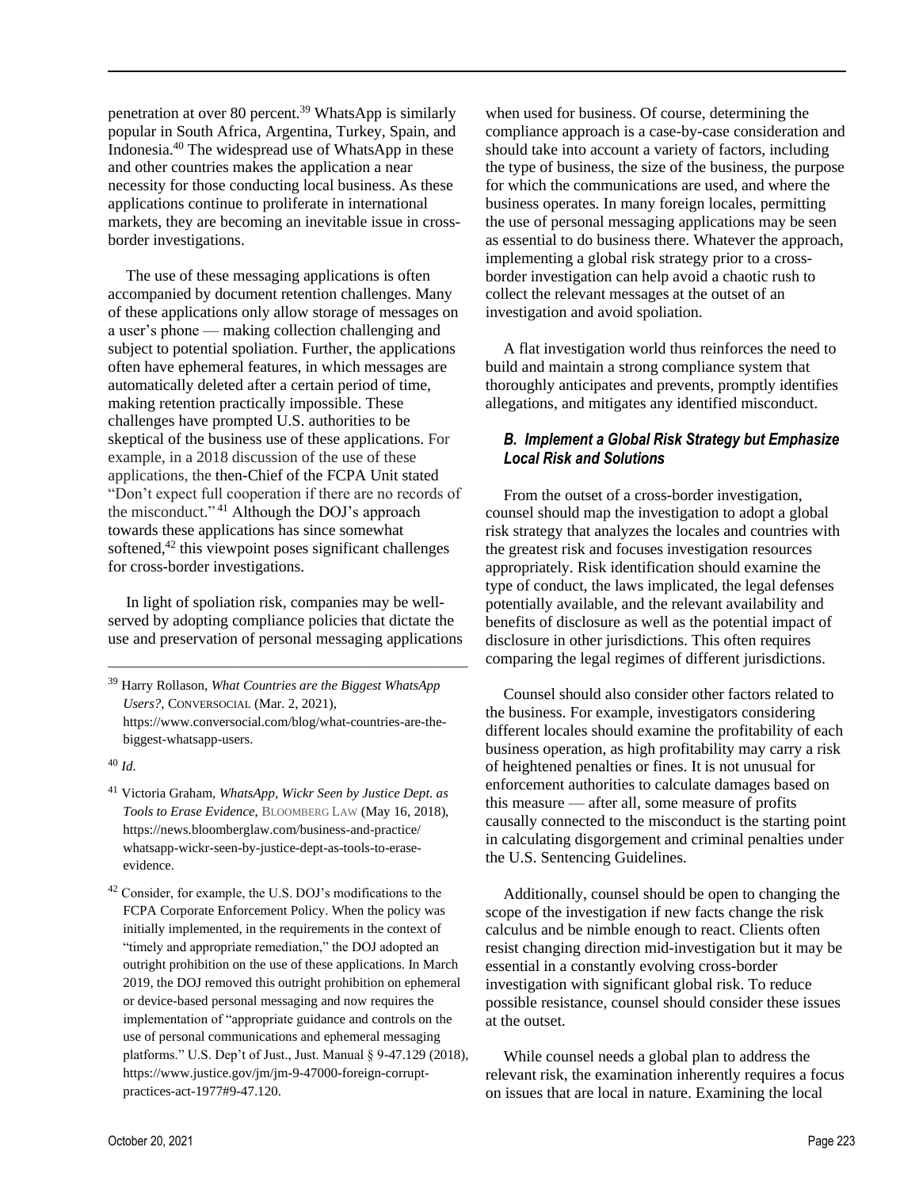penetration at over 80 percent.[39] WhatsApp is similarly popular in South Africa, Argentina, Turkey, Spain, and Indonesia.[40] The widespread use of WhatsApp in these and other countries makes the application a near necessity for those conducting local business. As these applications continue to proliferate in international markets, they are becoming an inevitable issue in cross-border investigations.

The use of these messaging applications is often accompanied by document retention challenges. Many of these applications only allow storage of messages on a user's phone — making collection challenging and subject to potential spoliation. Further, the applications often have ephemeral features, in which messages are automatically deleted after a certain period of time, making retention practically impossible. These challenges have prompted U.S. authorities to be skeptical of the business use of these applications. For example, in a 2018 discussion of the use of these applications, the then-Chief of the FCPA Unit stated "Don't expect full cooperation if there are no records of the misconduct."[41] Although the DOJ's approach towards these applications has since somewhat softened,[42] this viewpoint poses significant challenges for cross-border investigations.

In light of spoliation risk, companies may be well-served by adopting compliance policies that dictate the use and preservation of personal messaging applications when used for business. Of course, determining the compliance approach is a case-by-case consideration and should take into account a variety of factors, including the type of business, the size of the business, the purpose for which the communications are used, and where the business operates. In many foreign locales, permitting the use of personal messaging applications may be seen as essential to do business there. Whatever the approach, implementing a global risk strategy prior to a cross-border investigation can help avoid a chaotic rush to collect the relevant messages at the outset of an investigation and avoid spoliation.

A flat investigation world thus reinforces the need to build and maintain a strong compliance system that thoroughly anticipates and prevents, promptly identifies allegations, and mitigates any identified misconduct.

### B. Implement a Global Risk Strategy but Emphasize Local Risk and Solutions

From the outset of a cross-border investigation, counsel should map the investigation to adopt a global risk strategy that analyzes the locales and countries with the greatest risk and focuses investigation resources appropriately. Risk identification should examine the type of conduct, the laws implicated, the legal defenses potentially available, and the relevant availability and benefits of disclosure as well as the potential impact of disclosure in other jurisdictions. This often requires comparing the legal regimes of different jurisdictions.

Counsel should also consider other factors related to the business. For example, investigators considering different locales should examine the profitability of each business operation, as high profitability may carry a risk of heightened penalties or fines. It is not unusual for enforcement authorities to calculate damages based on this measure — after all, some measure of profits causally connected to the misconduct is the starting point in calculating disgorgement and criminal penalties under the U.S. Sentencing Guidelines.

Additionally, counsel should be open to changing the scope of the investigation if new facts change the risk calculus and be nimble enough to react. Clients often resist changing direction mid-investigation but it may be essential in a constantly evolving cross-border investigation with significant global risk. To reduce possible resistance, counsel should consider these issues at the outset.

While counsel needs a global plan to address the relevant risk, the examination inherently requires a focus on issues that are local in nature. Examining the local

---

[39] Harry Rollason, *What Countries are the Biggest WhatsApp Users?*, CONVERSOCIAL (Mar. 2, 2021), https://www.conversocial.com/blog/what-countries-are-the-biggest-whatsapp-users.

[40] *Id.*

[41] Victoria Graham, *WhatsApp, Wickr Seen by Justice Dept. as Tools to Erase Evidence*, BLOOMBERG LAW (May 16, 2018), https://news.bloomberglaw.com/business-and-practice/whatsapp-wickr-seen-by-justice-dept-as-tools-to-erase-evidence.

[42] Consider, for example, the U.S. DOJ's modifications to the FCPA Corporate Enforcement Policy. When the policy was initially implemented, in the requirements in the context of "timely and appropriate remediation," the DOJ adopted an outright prohibition on the use of these applications. In March 2019, the DOJ removed this outright prohibition on ephemeral or device-based personal messaging and now requires the implementation of "appropriate guidance and controls on the use of personal communications and ephemeral messaging platforms." U.S. Dep't of Just., Just. Manual § 9-47.129 (2018), https://www.justice.gov/jm/jm-9-47000-foreign-corrupt-practices-act-1977#9-47.120.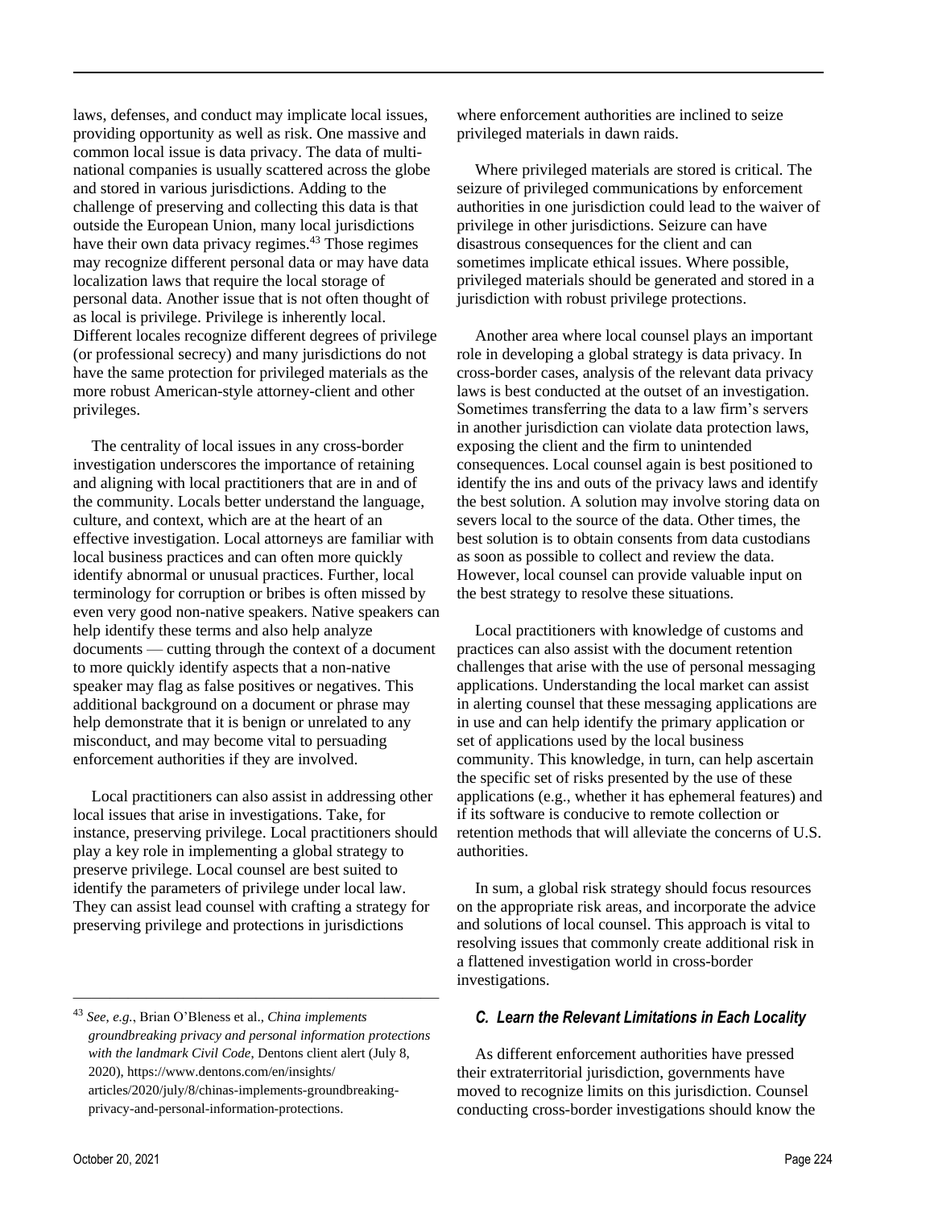laws, defenses, and conduct may implicate local issues, providing opportunity as well as risk. One massive and common local issue is data privacy. The data of multinational companies is usually scattered across the globe and stored in various jurisdictions. Adding to the challenge of preserving and collecting this data is that outside the European Union, many local jurisdictions have their own data privacy regimes.[43] Those regimes may recognize different personal data or may have data localization laws that require the local storage of personal data. Another issue that is not often thought of as local is privilege. Privilege is inherently local. Different locales recognize different degrees of privilege (or professional secrecy) and many jurisdictions do not have the same protection for privileged materials as the more robust American-style attorney-client and other privileges.

The centrality of local issues in any cross-border investigation underscores the importance of retaining and aligning with local practitioners that are in and of the community. Locals better understand the language, culture, and context, which are at the heart of an effective investigation. Local attorneys are familiar with local business practices and can often more quickly identify abnormal or unusual practices. Further, local terminology for corruption or bribes is often missed by even very good non-native speakers. Native speakers can help identify these terms and also help analyze documents — cutting through the context of a document to more quickly identify aspects that a non-native speaker may flag as false positives or negatives. This additional background on a document or phrase may help demonstrate that it is benign or unrelated to any misconduct, and may become vital to persuading enforcement authorities if they are involved.

Local practitioners can also assist in addressing other local issues that arise in investigations. Take, for instance, preserving privilege. Local practitioners should play a key role in implementing a global strategy to preserve privilege. Local counsel are best suited to identify the parameters of privilege under local law. They can assist lead counsel with crafting a strategy for preserving privilege and protections in jurisdictions where enforcement authorities are inclined to seize privileged materials in dawn raids.

Where privileged materials are stored is critical. The seizure of privileged communications by enforcement authorities in one jurisdiction could lead to the waiver of privilege in other jurisdictions. Seizure can have disastrous consequences for the client and can sometimes implicate ethical issues. Where possible, privileged materials should be generated and stored in a jurisdiction with robust privilege protections.

Another area where local counsel plays an important role in developing a global strategy is data privacy. In cross-border cases, analysis of the relevant data privacy laws is best conducted at the outset of an investigation. Sometimes transferring the data to a law firm's servers in another jurisdiction can violate data protection laws, exposing the client and the firm to unintended consequences. Local counsel again is best positioned to identify the ins and outs of the privacy laws and identify the best solution. A solution may involve storing data on severs local to the source of the data. Other times, the best solution is to obtain consents from data custodians as soon as possible to collect and review the data. However, local counsel can provide valuable input on the best strategy to resolve these situations.

Local practitioners with knowledge of customs and practices can also assist with the document retention challenges that arise with the use of personal messaging applications. Understanding the local market can assist in alerting counsel that these messaging applications are in use and can help identify the primary application or set of applications used by the local business community. This knowledge, in turn, can help ascertain the specific set of risks presented by the use of these applications (e.g., whether it has ephemeral features) and if its software is conducive to remote collection or retention methods that will alleviate the concerns of U.S. authorities.

In sum, a global risk strategy should focus resources on the appropriate risk areas, and incorporate the advice and solutions of local counsel. This approach is vital to resolving issues that commonly create additional risk in a flattened investigation world in cross-border investigations.

### *C. Learn the Relevant Limitations in Each Locality*

As different enforcement authorities have pressed their extraterritorial jurisdiction, governments have moved to recognize limits on this jurisdiction. Counsel conducting cross-border investigations should know the

---

[43] *See, e.g.*, Brian O'Bleness et al., *China implements groundbreaking privacy and personal information protections with the landmark Civil Code*, Dentons client alert (July 8, 2020), https://www.dentons.com/en/insights/articles/2020/july/8/chinas-implements-groundbreaking-privacy-and-personal-information-protections.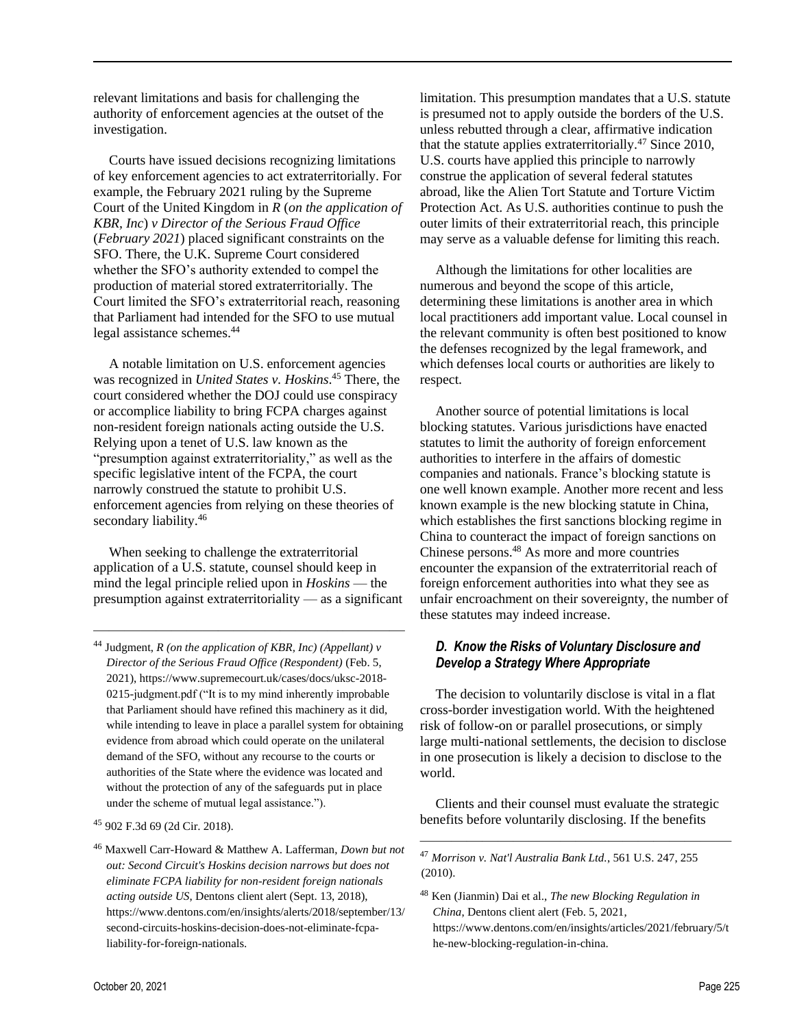relevant limitations and basis for challenging the authority of enforcement agencies at the outset of the investigation.

Courts have issued decisions recognizing limitations of key enforcement agencies to act extraterritorially. For example, the February 2021 ruling by the Supreme Court of the United Kingdom in *R* (*on the application of KBR, Inc*) *v Director of the Serious Fraud Office* (*February 2021*) placed significant constraints on the SFO. There, the U.K. Supreme Court considered whether the SFO's authority extended to compel the production of material stored extraterritorially. The Court limited the SFO's extraterritorial reach, reasoning that Parliament had intended for the SFO to use mutual legal assistance schemes.[44]

A notable limitation on U.S. enforcement agencies was recognized in *United States v. Hoskins*.[45] There, the court considered whether the DOJ could use conspiracy or accomplice liability to bring FCPA charges against non-resident foreign nationals acting outside the U.S. Relying upon a tenet of U.S. law known as the "presumption against extraterritoriality," as well as the specific legislative intent of the FCPA, the court narrowly construed the statute to prohibit U.S. enforcement agencies from relying on these theories of secondary liability.[46]

When seeking to challenge the extraterritorial application of a U.S. statute, counsel should keep in mind the legal principle relied upon in *Hoskins* — the presumption against extraterritoriality — as a significant limitation. This presumption mandates that a U.S. statute is presumed not to apply outside the borders of the U.S. unless rebutted through a clear, affirmative indication that the statute applies extraterritorially.[47] Since 2010, U.S. courts have applied this principle to narrowly construe the application of several federal statutes abroad, like the Alien Tort Statute and Torture Victim Protection Act. As U.S. authorities continue to push the outer limits of their extraterritorial reach, this principle may serve as a valuable defense for limiting this reach.

Although the limitations for other localities are numerous and beyond the scope of this article, determining these limitations is another area in which local practitioners add important value. Local counsel in the relevant community is often best positioned to know the defenses recognized by the legal framework, and which defenses local courts or authorities are likely to respect.

Another source of potential limitations is local blocking statutes. Various jurisdictions have enacted statutes to limit the authority of foreign enforcement authorities to interfere in the affairs of domestic companies and nationals. France's blocking statute is one well known example. Another more recent and less known example is the new blocking statute in China, which establishes the first sanctions blocking regime in China to counteract the impact of foreign sanctions on Chinese persons.[48] As more and more countries encounter the expansion of the extraterritorial reach of foreign enforcement authorities into what they see as unfair encroachment on their sovereignty, the number of these statutes may indeed increase.

### *D. Know the Risks of Voluntary Disclosure and Develop a Strategy Where Appropriate*

The decision to voluntarily disclose is vital in a flat cross-border investigation world. With the heightened risk of follow-on or parallel prosecutions, or simply large multi-national settlements, the decision to disclose in one prosecution is likely a decision to disclose to the world.

Clients and their counsel must evaluate the strategic benefits before voluntarily disclosing. If the benefits

---

[44] Judgment, *R (on the application of KBR, Inc) (Appellant) v Director of the Serious Fraud Office (Respondent)* (Feb. 5, 2021), https://www.supremecourt.uk/cases/docs/uksc-2018-0215-judgment.pdf ("It is to my mind inherently improbable that Parliament should have refined this machinery as it did, while intending to leave in place a parallel system for obtaining evidence from abroad which could operate on the unilateral demand of the SFO, without any recourse to the courts or authorities of the State where the evidence was located and without the protection of any of the safeguards put in place under the scheme of mutual legal assistance.").

[45] 902 F.3d 69 (2d Cir. 2018).

[46] Maxwell Carr-Howard & Matthew A. Lafferman, *Down but not out: Second Circuit's Hoskins decision narrows but does not eliminate FCPA liability for non-resident foreign nationals acting outside US*, Dentons client alert (Sept. 13, 2018), https://www.dentons.com/en/insights/alerts/2018/september/13/second-circuits-hoskins-decision-does-not-eliminate-fcpa-liability-for-foreign-nationals.

[47] *Morrison v. Nat'l Australia Bank Ltd.*, 561 U.S. 247, 255 (2010).

[48] Ken (Jianmin) Dai et al., *The new Blocking Regulation in China*, Dentons client alert (Feb. 5, 2021, https://www.dentons.com/en/insights/articles/2021/february/5/the-new-blocking-regulation-in-china.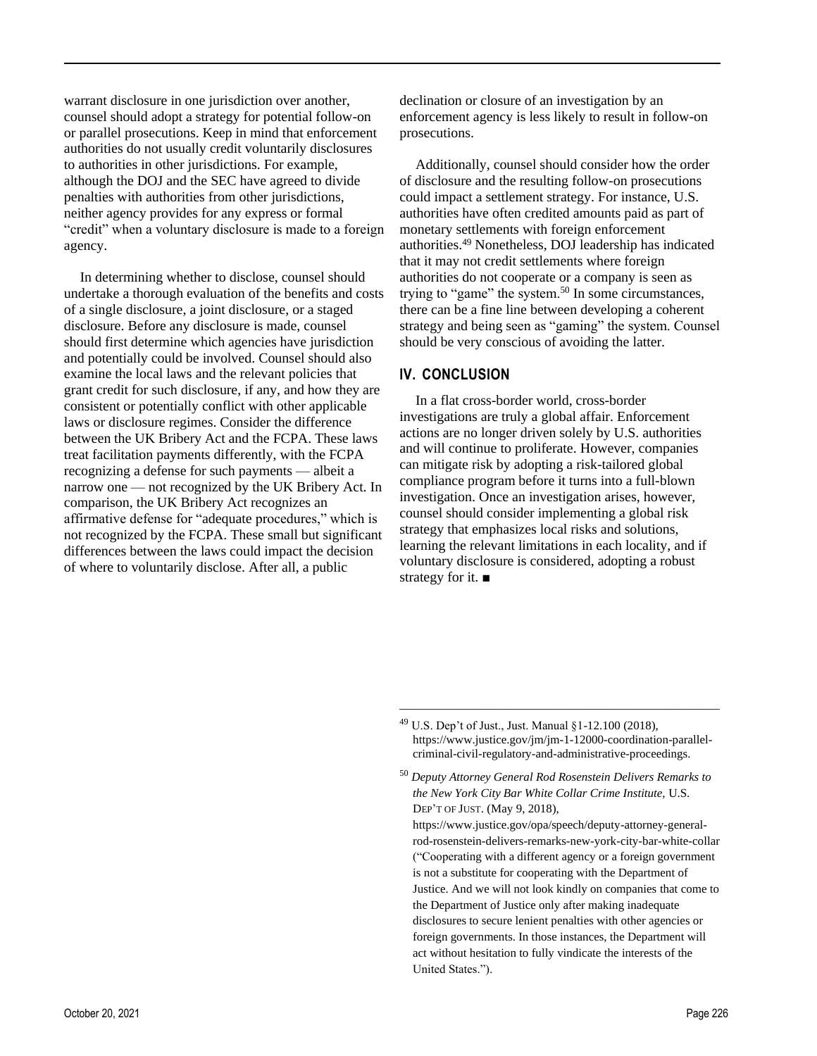warrant disclosure in one jurisdiction over another, counsel should adopt a strategy for potential follow-on or parallel prosecutions. Keep in mind that enforcement authorities do not usually credit voluntarily disclosures to authorities in other jurisdictions. For example, although the DOJ and the SEC have agreed to divide penalties with authorities from other jurisdictions, neither agency provides for any express or formal "credit" when a voluntary disclosure is made to a foreign agency.

In determining whether to disclose, counsel should undertake a thorough evaluation of the benefits and costs of a single disclosure, a joint disclosure, or a staged disclosure. Before any disclosure is made, counsel should first determine which agencies have jurisdiction and potentially could be involved. Counsel should also examine the local laws and the relevant policies that grant credit for such disclosure, if any, and how they are consistent or potentially conflict with other applicable laws or disclosure regimes. Consider the difference between the UK Bribery Act and the FCPA. These laws treat facilitation payments differently, with the FCPA recognizing a defense for such payments — albeit a narrow one — not recognized by the UK Bribery Act. In comparison, the UK Bribery Act recognizes an affirmative defense for "adequate procedures," which is not recognized by the FCPA. These small but significant differences between the laws could impact the decision of where to voluntarily disclose. After all, a public declination or closure of an investigation by an enforcement agency is less likely to result in follow-on prosecutions.

Additionally, counsel should consider how the order of disclosure and the resulting follow-on prosecutions could impact a settlement strategy. For instance, U.S. authorities have often credited amounts paid as part of monetary settlements with foreign enforcement authorities.[49] Nonetheless, DOJ leadership has indicated that it may not credit settlements where foreign authorities do not cooperate or a company is seen as trying to "game" the system.[50] In some circumstances, there can be a fine line between developing a coherent strategy and being seen as "gaming" the system. Counsel should be very conscious of avoiding the latter.

## IV. CONCLUSION

In a flat cross-border world, cross-border investigations are truly a global affair. Enforcement actions are no longer driven solely by U.S. authorities and will continue to proliferate. However, companies can mitigate risk by adopting a risk-tailored global compliance program before it turns into a full-blown investigation. Once an investigation arises, however, counsel should consider implementing a global risk strategy that emphasizes local risks and solutions, learning the relevant limitations in each locality, and if voluntary disclosure is considered, adopting a robust strategy for it. ■

---

[49] U.S. Dep't of Just., Just. Manual §1-12.100 (2018), https://www.justice.gov/jm/jm-1-12000-coordination-parallel-criminal-civil-regulatory-and-administrative-proceedings.

[50] *Deputy Attorney General Rod Rosenstein Delivers Remarks to the New York City Bar White Collar Crime Institute*, U.S. DEP'T OF JUST. (May 9, 2018), https://www.justice.gov/opa/speech/deputy-attorney-general-rod-rosenstein-delivers-remarks-new-york-city-bar-white-collar ("Cooperating with a different agency or a foreign government is not a substitute for cooperating with the Department of Justice. And we will not look kindly on companies that come to the Department of Justice only after making inadequate disclosures to secure lenient penalties with other agencies or foreign governments. In those instances, the Department will act without hesitation to fully vindicate the interests of the United States.").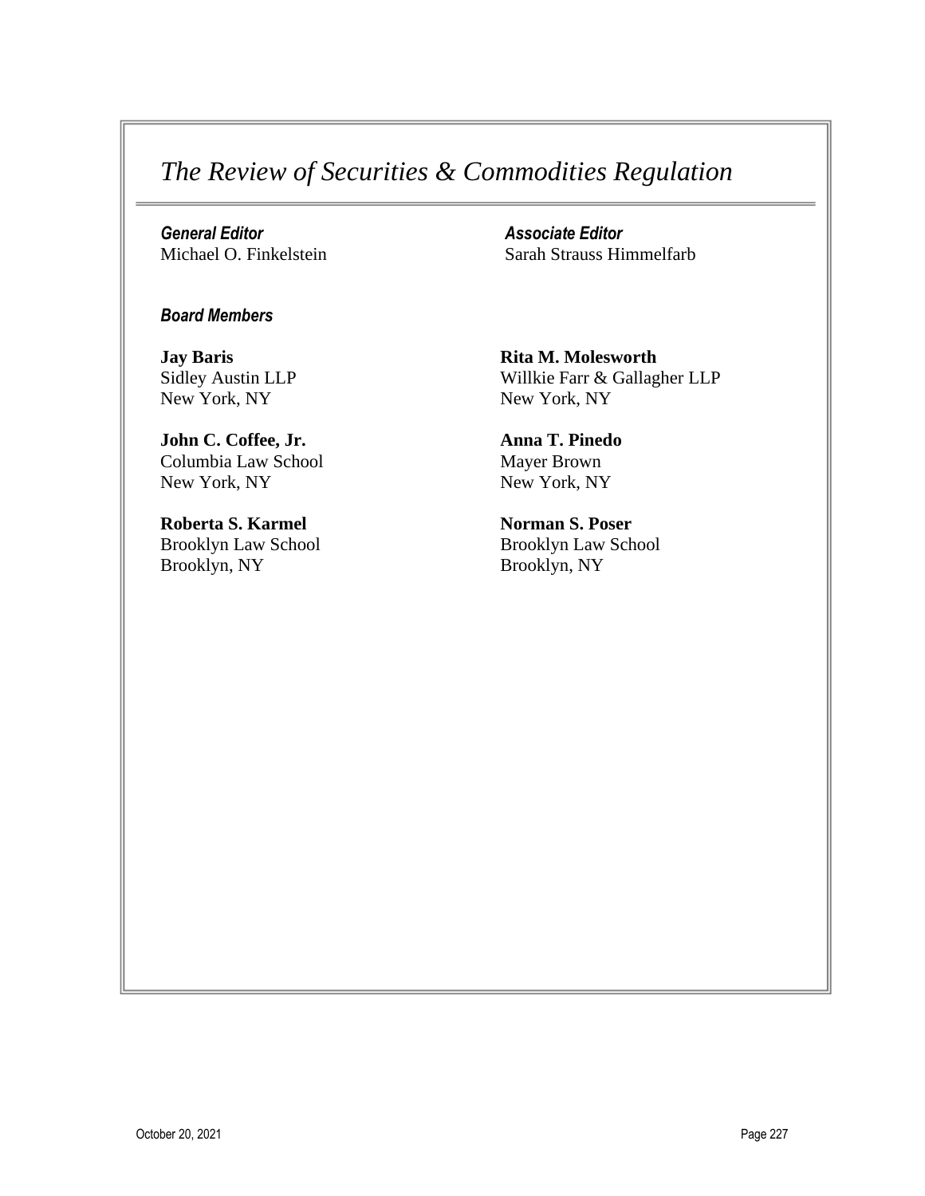# *The Review of Securities & Commodities Regulation*

***General Editor***
Michael O. Finkelstein

***Associate Editor***
Sarah Strauss Himmelfarb

***Board Members***

**Jay Baris**
Sidley Austin LLP
New York, NY

**John C. Coffee, Jr.**
Columbia Law School
New York, NY

**Roberta S. Karmel**
Brooklyn Law School
Brooklyn, NY

**Rita M. Molesworth**
Willkie Farr & Gallagher LLP
New York, NY

**Anna T. Pinedo**
Mayer Brown
New York, NY

**Norman S. Poser**
Brooklyn Law School
Brooklyn, NY